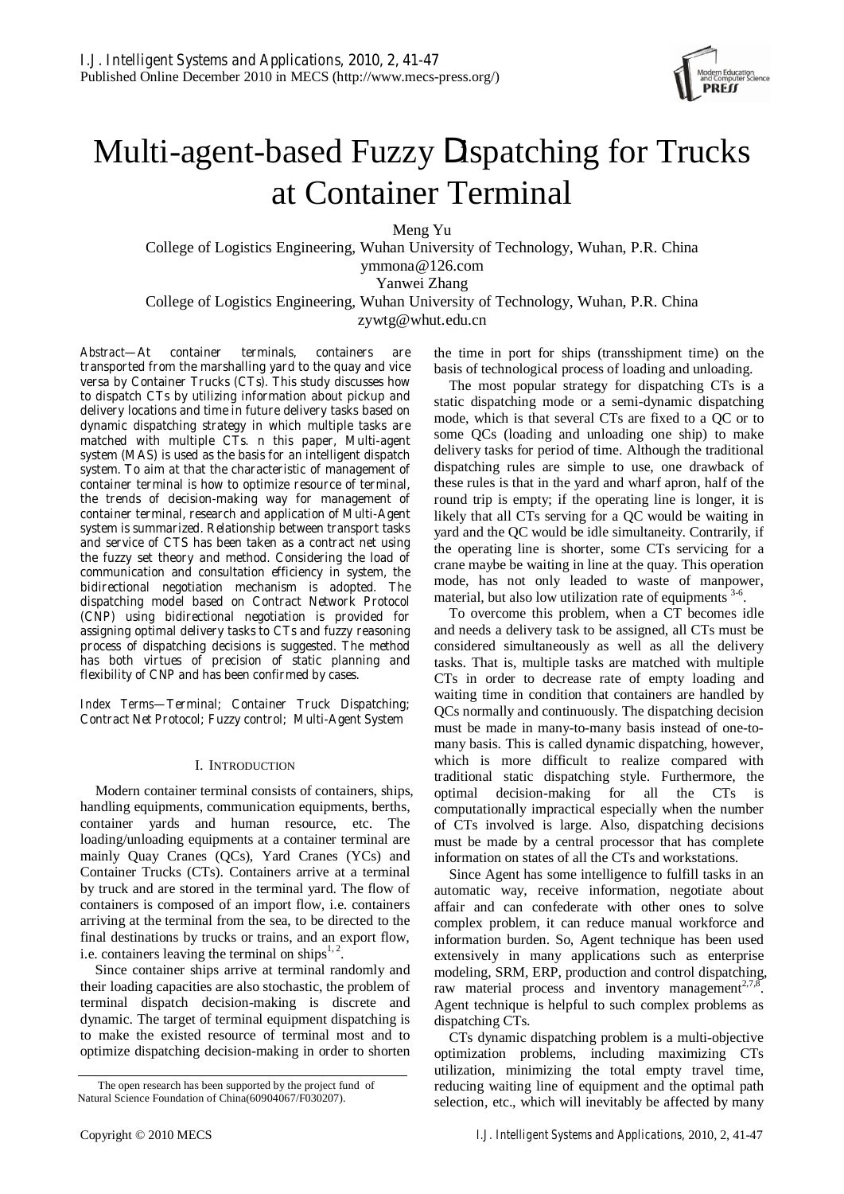# Multi-agent-based Fuzzy Dispatching for Trucks at Container Terminal

Meng Yu
College of Logistics Engineering, Wuhan University of Technology, Wuhan, P.R. China
ymmona@126.com

Yanwei Zhang
College of Logistics Engineering, Wuhan University of Technology, Wuhan, P.R. China
zywtg@whut.edu.cn

*Abstract*—At container terminals, containers are transported from the marshalling yard to the quay and vice versa by Container Trucks (CTs). This study discusses how to dispatch CTs by utilizing information about pickup and delivery locations and time in future delivery tasks based on dynamic dispatching strategy in which multiple tasks are matched with multiple CTs. n this paper, Multi-agent system (MAS) is used as the basis for an intelligent dispatch system. To aim at that the characteristic of management of container terminal is how to optimize resource of terminal, the trends of decision-making way for management of container terminal, research and application of Multi-Agent system is summarized. Relationship between transport tasks and service of CTS has been taken as a contract net using the fuzzy set theory and method. Considering the load of communication and consultation efficiency in system, the bidirectional negotiation mechanism is adopted. The dispatching model based on Contract Network Protocol (CNP) using bidirectional negotiation is provided for assigning optimal delivery tasks to CTs and fuzzy reasoning process of dispatching decisions is suggested. The method has both virtues of precision of static planning and flexibility of CNP and has been confirmed by cases.

*Index Terms*—Terminal; Container Truck Dispatching; Contract Net Protocol; Fuzzy control; Multi-Agent System

## I. INTRODUCTION

Modern container terminal consists of containers, ships, handling equipments, communication equipments, berths, container yards and human resource, etc. The loading/unloading equipments at a container terminal are mainly Quay Cranes (QCs), Yard Cranes (YCs) and Container Trucks (CTs). Containers arrive at a terminal by truck and are stored in the terminal yard. The flow of containers is composed of an import flow, i.e. containers arriving at the terminal from the sea, to be directed to the final destinations by trucks or trains, and an export flow, i.e. containers leaving the terminal on ships[1, 2].

Since container ships arrive at terminal randomly and their loading capacities are also stochastic, the problem of terminal dispatch decision-making is discrete and dynamic. The target of terminal equipment dispatching is to make the existed resource of terminal most and to optimize dispatching decision-making in order to shorten the time in port for ships (transshipment time) on the basis of technological process of loading and unloading.

The most popular strategy for dispatching CTs is a static dispatching mode or a semi-dynamic dispatching mode, which is that several CTs are fixed to a QC or to some QCs (loading and unloading one ship) to make delivery tasks for period of time. Although the traditional dispatching rules are simple to use, one drawback of these rules is that in the yard and wharf apron, half of the round trip is empty; if the operating line is longer, it is likely that all CTs serving for a QC would be waiting in yard and the QC would be idle simultaneity. Contrarily, if the operating line is shorter, some CTs servicing for a crane maybe be waiting in line at the quay. This operation mode, has not only leaded to waste of manpower, material, but also low utilization rate of equipments [3-6].

To overcome this problem, when a CT becomes idle and needs a delivery task to be assigned, all CTs must be considered simultaneously as well as all the delivery tasks. That is, multiple tasks are matched with multiple CTs in order to decrease rate of empty loading and waiting time in condition that containers are handled by QCs normally and continuously. The dispatching decision must be made in many-to-many basis instead of one-to-many basis. This is called dynamic dispatching, however, which is more difficult to realize compared with traditional static dispatching style. Furthermore, the optimal decision-making for all the CTs is computationally impractical especially when the number of CTs involved is large. Also, dispatching decisions must be made by a central processor that has complete information on states of all the CTs and workstations.

Since Agent has some intelligence to fulfill tasks in an automatic way, receive information, negotiate about affair and can confederate with other ones to solve complex problem, it can reduce manual workforce and information burden. So, Agent technique has been used extensively in many applications such as enterprise modeling, SRM, ERP, production and control dispatching, raw material process and inventory management[2,7,8]. Agent technique is helpful to such complex problems as dispatching CTs.

CTs dynamic dispatching problem is a multi-objective optimization problems, including maximizing CTs utilization, minimizing the total empty travel time, reducing waiting line of equipment and the optimal path selection, etc., which will inevitably be affected by many

The open research has been supported by the project fund of Natural Science Foundation of China(60904067/F030207).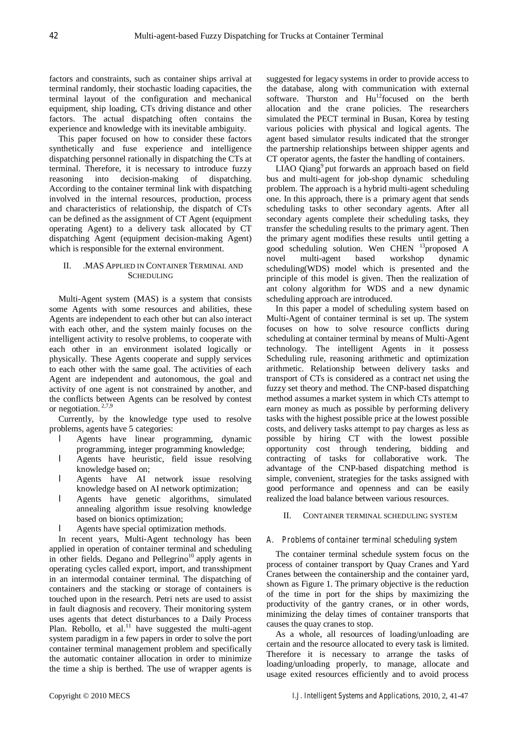factors and constraints, such as container ships arrival at terminal randomly, their stochastic loading capacities, the terminal layout of the configuration and mechanical equipment, ship loading, CTs driving distance and other factors. The actual dispatching often contains the experience and knowledge with its inevitable ambiguity.

This paper focused on how to consider these factors synthetically and fuse experience and intelligence dispatching personnel rationally in dispatching the CTs at terminal. Therefore, it is necessary to introduce fuzzy reasoning into decision-making of dispatching. According to the container terminal link with dispatching involved in the internal resources, production, process and characteristics of relationship, the dispatch of CTs can be defined as the assignment of CT Agent (equipment operating Agent) to a delivery task allocated by CT dispatching Agent (equipment decision-making Agent) which is responsible for the external environment.

## II. .MAS Applied in Container Terminal and Scheduling

Multi-Agent system (MAS) is a system that consists some Agents with some resources and abilities, these Agents are independent to each other but can also interact with each other, and the system mainly focuses on the intelligent activity to resolve problems, to cooperate with each other in an environment isolated logically or physically. These Agents cooperate and supply services to each other with the same goal. The activities of each Agent are independent and autonomous, the goal and activity of one agent is not constrained by another, and the conflicts between Agents can be resolved by contest or negotiation. [2,7,9]

Currently, by the knowledge type used to resolve problems, agents have 5 categories:

- Agents have linear programming, dynamic programming, integer programming knowledge;
- Agents have heuristic, field issue resolving knowledge based on;
- Agents have AI network issue resolving knowledge based on AI network optimization;
- Agents have genetic algorithms, simulated annealing algorithm issue resolving knowledge based on bionics optimization;
- Agents have special optimization methods.

In recent years, Multi-Agent technology has been applied in operation of container terminal and scheduling in other fields. Degano and Pellegrino[10] apply agents in operating cycles called export, import, and transshipment in an intermodal container terminal. The dispatching of containers and the stacking or storage of containers is touched upon in the research. Petri nets are used to assist in fault diagnosis and recovery. Their monitoring system uses agents that detect disturbances to a Daily Process Plan. Rebollo, et al.[11] have suggested the multi-agent system paradigm in a few papers in order to solve the port container terminal management problem and specifically the automatic container allocation in order to minimize the time a ship is berthed. The use of wrapper agents is suggested for legacy systems in order to provide access to the database, along with communication with external software. Thurston and Hu[12]focused on the berth allocation and the crane policies. The researchers simulated the PECT terminal in Busan, Korea by testing various policies with physical and logical agents. The agent based simulator results indicated that the stronger the partnership relationships between shipper agents and CT operator agents, the faster the handling of containers.

LIAO Qiang[9] put forwards an approach based on field bus and multi-agent for job-shop dynamic scheduling problem. The approach is a hybrid multi-agent scheduling one. In this approach, there is a primary agent that sends scheduling tasks to other secondary agents. After all secondary agents complete their scheduling tasks, they transfer the scheduling results to the primary agent. Then the primary agent modifies these results until getting a good scheduling solution. Wen CHEN [13]proposed A novel multi-agent based workshop dynamic scheduling(WDS) model which is presented and the principle of this model is given. Then the realization of ant colony algorithm for WDS and a new dynamic scheduling approach are introduced.

In this paper a model of scheduling system based on Multi-Agent of container terminal is set up. The system focuses on how to solve resource conflicts during scheduling at container terminal by means of Multi-Agent technology. The intelligent Agents in it possess Scheduling rule, reasoning arithmetic and optimization arithmetic. Relationship between delivery tasks and transport of CTs is considered as a contract net using the fuzzy set theory and method. The CNP-based dispatching method assumes a market system in which CTs attempt to earn money as much as possible by performing delivery tasks with the highest possible price at the lowest possible costs, and delivery tasks attempt to pay charges as less as possible by hiring CT with the lowest possible opportunity cost through tendering, bidding and contracting of tasks for collaborative work. The advantage of the CNP-based dispatching method is simple, convenient, strategies for the tasks assigned with good performance and openness and can be easily realized the load balance between various resources.

## II. Container Terminal Scheduling System

### A. Problems of container terminal scheduling system

The container terminal schedule system focus on the process of container transport by Quay Cranes and Yard Cranes between the containership and the container yard, shown as Figure 1. The primary objective is the reduction of the time in port for the ships by maximizing the productivity of the gantry cranes, or in other words, minimizing the delay times of container transports that causes the quay cranes to stop.

As a whole, all resources of loading/unloading are certain and the resource allocated to every task is limited. Therefore it is necessary to arrange the tasks of loading/unloading properly, to manage, allocate and usage exited resources efficiently and to avoid process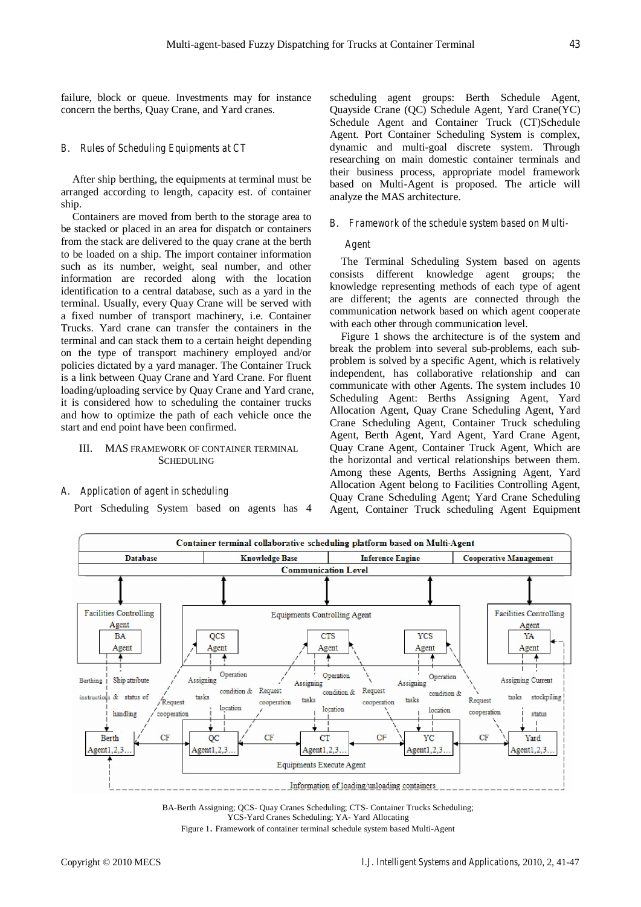failure, block or queue. Investments may for instance concern the berths, Quay Crane, and Yard cranes.

### B. Rules of Scheduling Equipments at CT

After ship berthing, the equipments at terminal must be arranged according to length, capacity est. of container ship.

Containers are moved from berth to the storage area to be stacked or placed in an area for dispatch or containers from the stack are delivered to the quay crane at the berth to be loaded on a ship. The import container information such as its number, weight, seal number, and other information are recorded along with the location identification to a central database, such as a yard in the terminal. Usually, every Quay Crane will be served with a fixed number of transport machinery, i.e. Container Trucks. Yard crane can transfer the containers in the terminal and can stack them to a certain height depending on the type of transport machinery employed and/or policies dictated by a yard manager. The Container Truck is a link between Quay Crane and Yard Crane. For fluent loading/uploading service by Quay Crane and Yard crane, it is considered how to scheduling the container trucks and how to optimize the path of each vehicle once the start and end point have been confirmed.

## III. MAS FRAMEWORK OF CONTAINER TERMINAL SCHEDULING

### A. Application of agent in scheduling

Port Scheduling System based on agents has 4 scheduling agent groups: Berth Schedule Agent, Quayside Crane (QC) Schedule Agent, Yard Crane(YC) Schedule Agent and Container Truck (CT)Schedule Agent. Port Container Scheduling System is complex, dynamic and multi-goal discrete system. Through researching on main domestic container terminals and their business process, appropriate model framework based on Multi-Agent is proposed. The article will analyze the MAS architecture.

### B. Framework of the schedule system based on Multi-Agent

The Terminal Scheduling System based on agents consists different knowledge agent groups; the knowledge representing methods of each type of agent are different; the agents are connected through the communication network based on which agent cooperate with each other through communication level.

Figure 1 shows the architecture is of the system and break the problem into several sub-problems, each sub-problem is solved by a specific Agent, which is relatively independent, has collaborative relationship and can communicate with other Agents. The system includes 10 Scheduling Agent: Berths Assigning Agent, Yard Allocation Agent, Quay Crane Scheduling Agent, Yard Crane Scheduling Agent, Container Truck scheduling Agent, Berth Agent, Yard Agent, Yard Crane Agent, Quay Crane Agent, Container Truck Agent, Which are the horizontal and vertical relationships between them. Among these Agents, Berths Assigning Agent, Yard Allocation Agent belong to Facilities Controlling Agent, Quay Crane Scheduling Agent; Yard Crane Scheduling Agent, Container Truck scheduling Agent Equipment

BA-Berth Assigning; QCS- Quay Cranes Scheduling; CTS- Container Trucks Scheduling; YCS-Yard Cranes Scheduling; YA- Yard Allocating

Figure 1. Framework of container terminal schedule system based Multi-Agent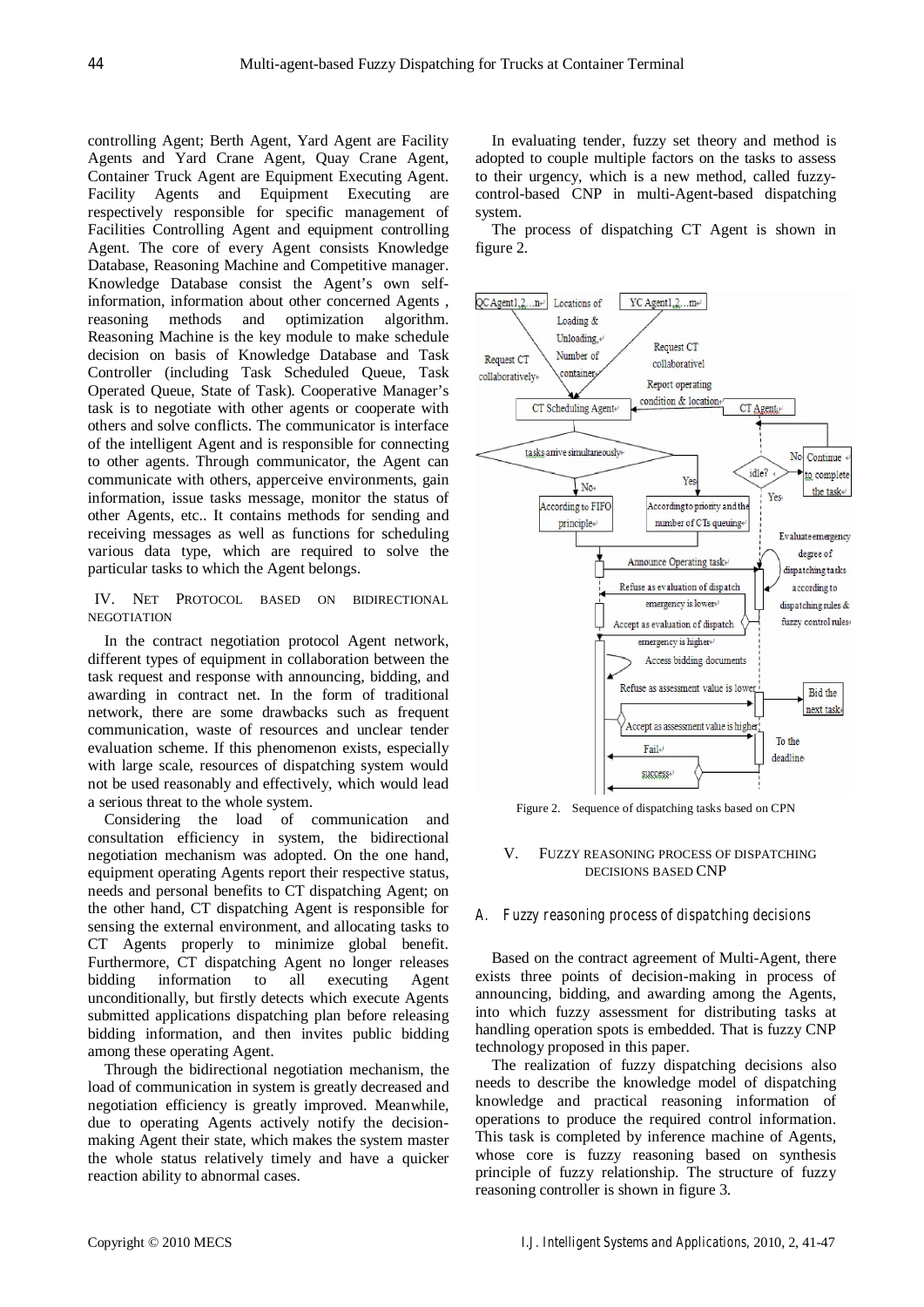controlling Agent; Berth Agent, Yard Agent are Facility Agents and Yard Crane Agent, Quay Crane Agent, Container Truck Agent are Equipment Executing Agent. Facility Agents and Equipment Executing are respectively responsible for specific management of Facilities Controlling Agent and equipment controlling Agent. The core of every Agent consists Knowledge Database, Reasoning Machine and Competitive manager. Knowledge Database consist the Agent's own self-information, information about other concerned Agents , reasoning methods and optimization algorithm. Reasoning Machine is the key module to make schedule decision on basis of Knowledge Database and Task Controller (including Task Scheduled Queue, Task Operated Queue, State of Task). Cooperative Manager's task is to negotiate with other agents or cooperate with others and solve conflicts. The communicator is interface of the intelligent Agent and is responsible for connecting to other agents. Through communicator, the Agent can communicate with others, apperceive environments, gain information, issue tasks message, monitor the status of other Agents, etc.. It contains methods for sending and receiving messages as well as functions for scheduling various data type, which are required to solve the particular tasks to which the Agent belongs.

## IV. NET PROTOCOL BASED ON BIDIRECTIONAL NEGOTIATION

In the contract negotiation protocol Agent network, different types of equipment in collaboration between the task request and response with announcing, bidding, and awarding in contract net. In the form of traditional network, there are some drawbacks such as frequent communication, waste of resources and unclear tender evaluation scheme. If this phenomenon exists, especially with large scale, resources of dispatching system would not be used reasonably and effectively, which would lead a serious threat to the whole system.

Considering the load of communication and consultation efficiency in system, the bidirectional negotiation mechanism was adopted. On the one hand, equipment operating Agents report their respective status, needs and personal benefits to CT dispatching Agent; on the other hand, CT dispatching Agent is responsible for sensing the external environment, and allocating tasks to CT Agents properly to minimize global benefit. Furthermore, CT dispatching Agent no longer releases bidding information to all executing Agent unconditionally, but firstly detects which execute Agents submitted applications dispatching plan before releasing bidding information, and then invites public bidding among these operating Agent.

Through the bidirectional negotiation mechanism, the load of communication in system is greatly decreased and negotiation efficiency is greatly improved. Meanwhile, due to operating Agents actively notify the decision-making Agent their state, which makes the system master the whole status relatively timely and have a quicker reaction ability to abnormal cases.

In evaluating tender, fuzzy set theory and method is adopted to couple multiple factors on the tasks to assess to their urgency, which is a new method, called fuzzy-control-based CNP in multi-Agent-based dispatching system.

The process of dispatching CT Agent is shown in figure 2.

QC Agent1,2…n
YC Agent1,2…m
Locations of Loading & Unloading, Number of container
Request CT collaboratively
Request CT collaborative
Report operating condition & location
CT Scheduling Agent
CT Agent
tasks arrive simultaneously
No
Yes
According to FIFO principle
According to priority and the number of CTs queuing
idle?
No
Continue to complete the task
Yes
Evaluate emergency degree of dispatching tasks according to dispatching rules & fuzzy control rules
Announce Operating task
Refuse as evaluation of dispatch emergency is lower
Accept as evaluation of dispatch emergency is higher
Access bidding documents
Refuse as assessment value is lower
Bid the next task
Accept as assessment value is higher
To the deadline
Fail
success

Figure 2. Sequence of dispatching tasks based on CPN

## V. FUZZY REASONING PROCESS OF DISPATCHING DECISIONS BASED CNP

### A. Fuzzy reasoning process of dispatching decisions

Based on the contract agreement of Multi-Agent, there exists three points of decision-making in process of announcing, bidding, and awarding among the Agents, into which fuzzy assessment for distributing tasks at handling operation spots is embedded. That is fuzzy CNP technology proposed in this paper.

The realization of fuzzy dispatching decisions also needs to describe the knowledge model of dispatching knowledge and practical reasoning information of operations to produce the required control information. This task is completed by inference machine of Agents, whose core is fuzzy reasoning based on synthesis principle of fuzzy relationship. The structure of fuzzy reasoning controller is shown in figure 3.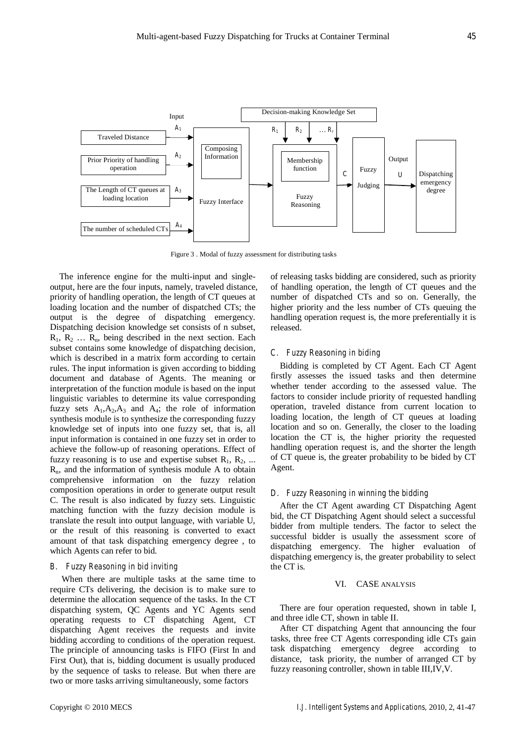Input

Traveled Distance

Prior Priority of handling operation

The Length of CT queues at loading location

The number of scheduled CTs

$A_1$

$A_2$

$A_3$

$A_4$

Composing Information

Fuzzy Interface

Decision-making Knowledge Set

$R_1$ $R_2$ … $R_r$

Membership function

Fuzzy Reasoning

C

Fuzzy Judging

Output

U

Dispatching emergency degree

Figure 3 . Modal of fuzzy assessment for distributing tasks

The inference engine for the multi-input and single-output, here are the four inputs, namely, traveled distance, priority of handling operation, the length of CT queues at loading location and the number of dispatched CTs; the output is the degree of dispatching emergency. Dispatching decision knowledge set consists of n subset, $R_1$, $R_2$ … $R_n$, being described in the next section. Each subset contains some knowledge of dispatching decision, which is described in a matrix form according to certain rules. The input information is given according to bidding document and database of Agents. The meaning or interpretation of the function module is based on the input linguistic variables to determine its value corresponding fuzzy sets $A_1$,$A_2$,$A_3$ and $A_4$; the role of information synthesis module is to synthesize the corresponding fuzzy knowledge set of inputs into one fuzzy set, that is, all input information is contained in one fuzzy set in order to achieve the follow-up of reasoning operations. Effect of fuzzy reasoning is to use and expertise subset $R_1$, $R_2$, ... $R_n$, and the information of synthesis module A to obtain comprehensive information on the fuzzy relation composition operations in order to generate output result C. The result is also indicated by fuzzy sets. Linguistic matching function with the fuzzy decision module is translate the result into output language, with variable U, or the result of this reasoning is converted to exact amount of that task dispatching emergency degree , to which Agents can refer to bid.

### B. Fuzzy Reasoning in bid inviting

When there are multiple tasks at the same time to require CTs delivering, the decision is to make sure to determine the allocation sequence of the tasks. In the CT dispatching system, QC Agents and YC Agents send operating requests to CT dispatching Agent, CT dispatching Agent receives the requests and invite bidding according to conditions of the operation request. The principle of announcing tasks is FIFO (First In and First Out), that is, bidding document is usually produced by the sequence of tasks to release. But when there are two or more tasks arriving simultaneously, some factors of releasing tasks bidding are considered, such as priority of handling operation, the length of CT queues and the number of dispatched CTs and so on. Generally, the higher priority and the less number of CTs queuing the handling operation request is, the more preferentially it is released.

### C. Fuzzy Reasoning in biding

Bidding is completed by CT Agent. Each CT Agent firstly assesses the issued tasks and then determine whether tender according to the assessed value. The factors to consider include priority of requested handling operation, traveled distance from current location to loading location, the length of CT queues at loading location and so on. Generally, the closer to the loading location the CT is, the higher priority the requested handling operation request is, and the shorter the length of CT queue is, the greater probability to be bided by CT Agent.

### D. Fuzzy Reasoning in winning the bidding

After the CT Agent awarding CT Dispatching Agent bid, the CT Dispatching Agent should select a successful bidder from multiple tenders. The factor to select the successful bidder is usually the assessment score of dispatching emergency. The higher evaluation of dispatching emergency is, the greater probability to select the CT is.

## VI. CASE ANALYSIS

There are four operation requested, shown in table I, and three idle CT, shown in table II.

After CT dispatching Agent that announcing the four tasks, three free CT Agents corresponding idle CTs gain task dispatching emergency degree according to distance, task priority, the number of arranged CT by fuzzy reasoning controller, shown in table III,IV,V.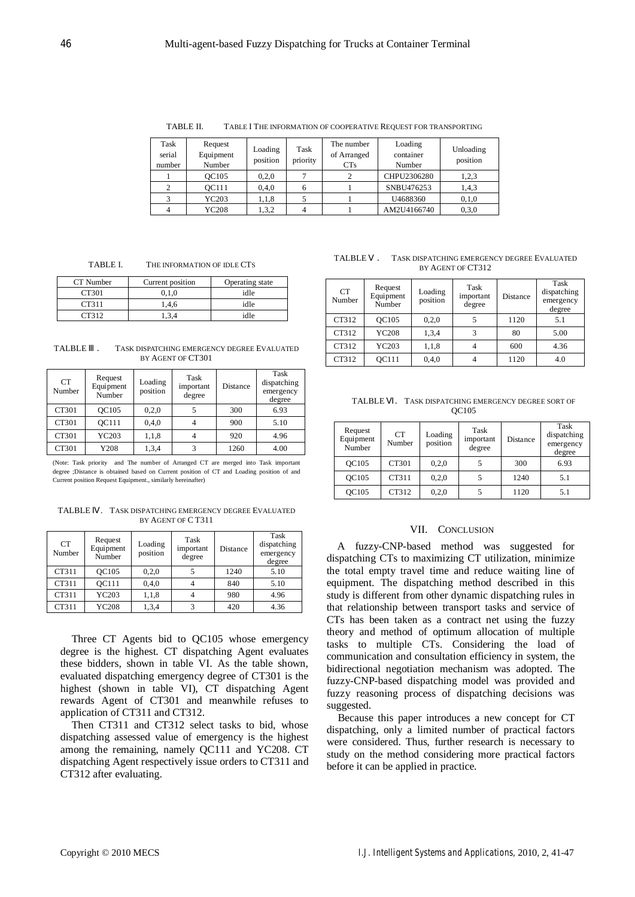TABLE II. TABLE I THE INFORMATION OF COOPERATIVE REQUEST FOR TRANSPORTING

| Task serial number | Request Equipment Number | Loading position | Task priority | The number of Arranged CTs | Loading container Number | Unloading position |
|---|---|---|---|---|---|---|
| 1 | QC105 | 0,2,0 | 7 | 2 | CHPU2306280 | 1,2,3 |
| 2 | QC111 | 0,4,0 | 6 | 1 | SNBU476253 | 1,4,3 |
| 3 | YC203 | 1,1,8 | 5 | 1 | U4688360 | 0,1,0 |
| 4 | YC208 | 1,3,2 | 4 | 1 | AM2U4166740 | 0,3,0 |

TABLE I. THE INFORMATION OF IDLE CTS

| CT Number | Current position | Operating state |
|---|---|---|
| CT301 | 0,1,0 | idle |
| CT311 | 1,4,6 | idle |
| CT312 | 1,3,4 | idle |

TALBLE Ⅲ. TASK DISPATCHING EMERGENCY DEGREE EVALUATED BY AGENT OF CT301

| CT Number | Request Equipment Number | Loading position | Task important degree | Distance | Task dispatching emergency degree |
|---|---|---|---|---|---|
| CT301 | QC105 | 0,2,0 | 5 | 300 | 6.93 |
| CT301 | QC111 | 0,4,0 | 4 | 900 | 5.10 |
| CT301 | YC203 | 1,1,8 | 4 | 920 | 4.96 |
| CT301 | Y208 | 1,3,4 | 3 | 1260 | 4.00 |

(Note: Task priority and The number of Arranged CT are merged into Task important degree ;Distance is obtained based on Current position of CT and Loading position of and Current position Request Equipment., similarly hereinafter)

TALBLE Ⅳ. TASK DISPATCHING EMERGENCY DEGREE EVALUATED BY AGENT OF C T311

| CT Number | Request Equipment Number | Loading position | Task important degree | Distance | Task dispatching emergency degree |
|---|---|---|---|---|---|
| CT311 | QC105 | 0,2,0 | 5 | 1240 | 5.10 |
| CT311 | QC111 | 0,4,0 | 4 | 840 | 5.10 |
| CT311 | YC203 | 1,1,8 | 4 | 980 | 4.96 |
| CT311 | YC208 | 1,3,4 | 3 | 420 | 4.36 |

Three CT Agents bid to QC105 whose emergency degree is the highest. CT dispatching Agent evaluates these bidders, shown in table VI. As the table shown, evaluated dispatching emergency degree of CT301 is the highest (shown in table VI), CT dispatching Agent rewards Agent of CT301 and meanwhile refuses to application of CT311 and CT312.

Then CT311 and CT312 select tasks to bid, whose dispatching assessed value of emergency is the highest among the remaining, namely QC111 and YC208. CT dispatching Agent respectively issue orders to CT311 and CT312 after evaluating.

TALBLE Ⅴ. TASK DISPATCHING EMERGENCY DEGREE EVALUATED BY AGENT OF CT312

| CT Number | Request Equipment Number | Loading position | Task important degree | Distance | Task dispatching emergency degree |
|---|---|---|---|---|---|
| CT312 | QC105 | 0,2,0 | 5 | 1120 | 5.1 |
| CT312 | YC208 | 1,3,4 | 3 | 80 | 5.00 |
| CT312 | YC203 | 1,1,8 | 4 | 600 | 4.36 |
| CT312 | QC111 | 0,4,0 | 4 | 1120 | 4.0 |

TALBLE Ⅵ. TASK DISPATCHING EMERGENCY DEGREE SORT OF QC105

| Request Equipment Number | CT Number | Loading position | Task important degree | Distance | Task dispatching emergency degree |
|---|---|---|---|---|---|
| QC105 | CT301 | 0,2,0 | 5 | 300 | 6.93 |
| QC105 | CT311 | 0,2,0 | 5 | 1240 | 5.1 |
| QC105 | CT312 | 0,2,0 | 5 | 1120 | 5.1 |

## VII. CONCLUSION

A fuzzy-CNP-based method was suggested for dispatching CTs to maximizing CT utilization, minimize the total empty travel time and reduce waiting line of equipment. The dispatching method described in this study is different from other dynamic dispatching rules in that relationship between transport tasks and service of CTs has been taken as a contract net using the fuzzy theory and method of optimum allocation of multiple tasks to multiple CTs. Considering the load of communication and consultation efficiency in system, the bidirectional negotiation mechanism was adopted. The fuzzy-CNP-based dispatching model was provided and fuzzy reasoning process of dispatching decisions was suggested.

Because this paper introduces a new concept for CT dispatching, only a limited number of practical factors were considered. Thus, further research is necessary to study on the method considering more practical factors before it can be applied in practice.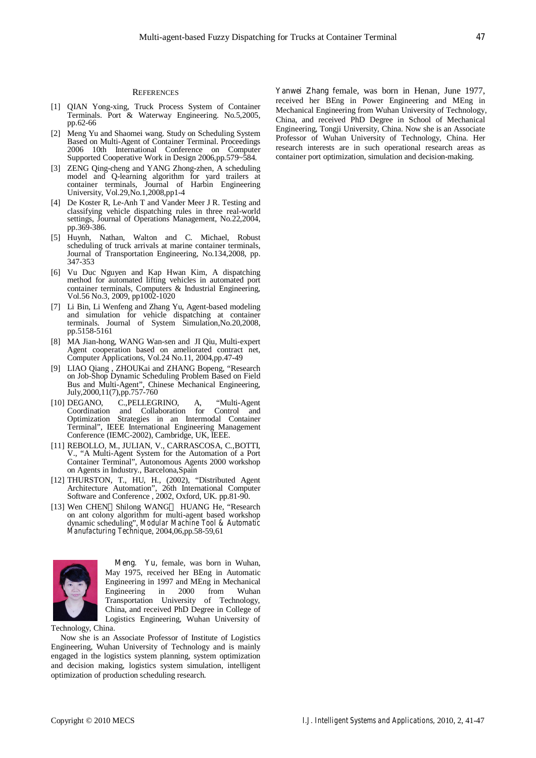## References

[1] QIAN Yong-xing, Truck Process System of Container Terminals. Port & Waterway Engineering. No.5,2005, pp.62-66

[2] Meng Yu and Shaomei wang. Study on Scheduling System Based on Multi-Agent of Container Terminal. Proceedings 2006 10th International Conference on Computer Supported Cooperative Work in Design 2006,pp.579~584.

[3] ZENG Qing-cheng and YANG Zhong-zhen, A scheduling model and Q-learning algorithm for yard trailers at container terminals, Journal of Harbin Engineering University, Vol.29,No.1,2008,pp1-4

[4] De Koster R, Le-Anh T and Vander Meer J R. Testing and classifying vehicle dispatching rules in three real-world settings, Journal of Operations Management, No.22,2004, pp.369-386.

[5] Huynh, Nathan, Walton and C. Michael, Robust scheduling of truck arrivals at marine container terminals, Journal of Transportation Engineering, No.134,2008, pp. 347-353

[6] Vu Duc Nguyen and Kap Hwan Kim, A dispatching method for automated lifting vehicles in automated port container terminals, Computers & Industrial Engineering, Vol.56 No.3, 2009, pp1002-1020

[7] Li Bin, Li Wenfeng and Zhang Yu, Agent-based modeling and simulation for vehicle dispatching at container terminals. Journal of System Simulation,No.20,2008, pp.5158-5161

[8] MA Jian-hong, WANG Wan-sen and JI Qiu, Multi-expert Agent cooperation based on ameliorated contract net, Computer Applications, Vol.24 No.11, 2004,pp.47-49

[9] LIAO Qiang , ZHOUKai and ZHANG Bopeng, "Research on Job-Shop Dynamic Scheduling Problem Based on Field Bus and Multi-Agent", Chinese Mechanical Engineering, July,2000,11(7),pp.757-760

[10] DEGANO, C.,PELLEGRINO, A, "Multi-Agent Coordination and Collaboration for Control and Optimization Strategies in an Intermodal Container Terminal", IEEE International Engineering Management Conference (IEMC-2002), Cambridge, UK, IEEE.

[11] REBOLLO, M., JULIAN, V., CARRASCOSA, C.,BOTTI, V., "A Multi-Agent System for the Automation of a Port Container Terminal", Autonomous Agents 2000 workshop on Agents in Industry., Barcelona,Spain

[12] THURSTON, T., HU, H., (2002), "Distributed Agent Architecture Automation", 26th International Computer Software and Conference , 2002, Oxford, UK. pp.81-90.

[13] Wen CHEN，Shilong WANG，HUANG He, "Research on ant colony algorithm for multi-agent based workshop dynamic scheduling", *Modular Machine Tool & Automatic Manufacturing Technique*, 2004,06,pp.58-59,61

**Meng. Yu**, female, was born in Wuhan, May 1975, received her BEng in Automatic Engineering in 1997 and MEng in Mechanical Engineering in 2000 from Wuhan Transportation University of Technology, China, and received PhD Degree in College of Logistics Engineering, Wuhan University of Technology, China.

Now she is an Associate Professor of Institute of Logistics Engineering, Wuhan University of Technology and is mainly engaged in the logistics system planning, system optimization and decision making, logistics system simulation, intelligent optimization of production scheduling research.

**Yanwei Zhang** female, was born in Henan, June 1977, received her BEng in Power Engineering and MEng in Mechanical Engineering from Wuhan University of Technology, China, and received PhD Degree in School of Mechanical Engineering, Tongji University, China. Now she is an Associate Professor of Wuhan University of Technology, China. Her research interests are in such operational research areas as container port optimization, simulation and decision-making.